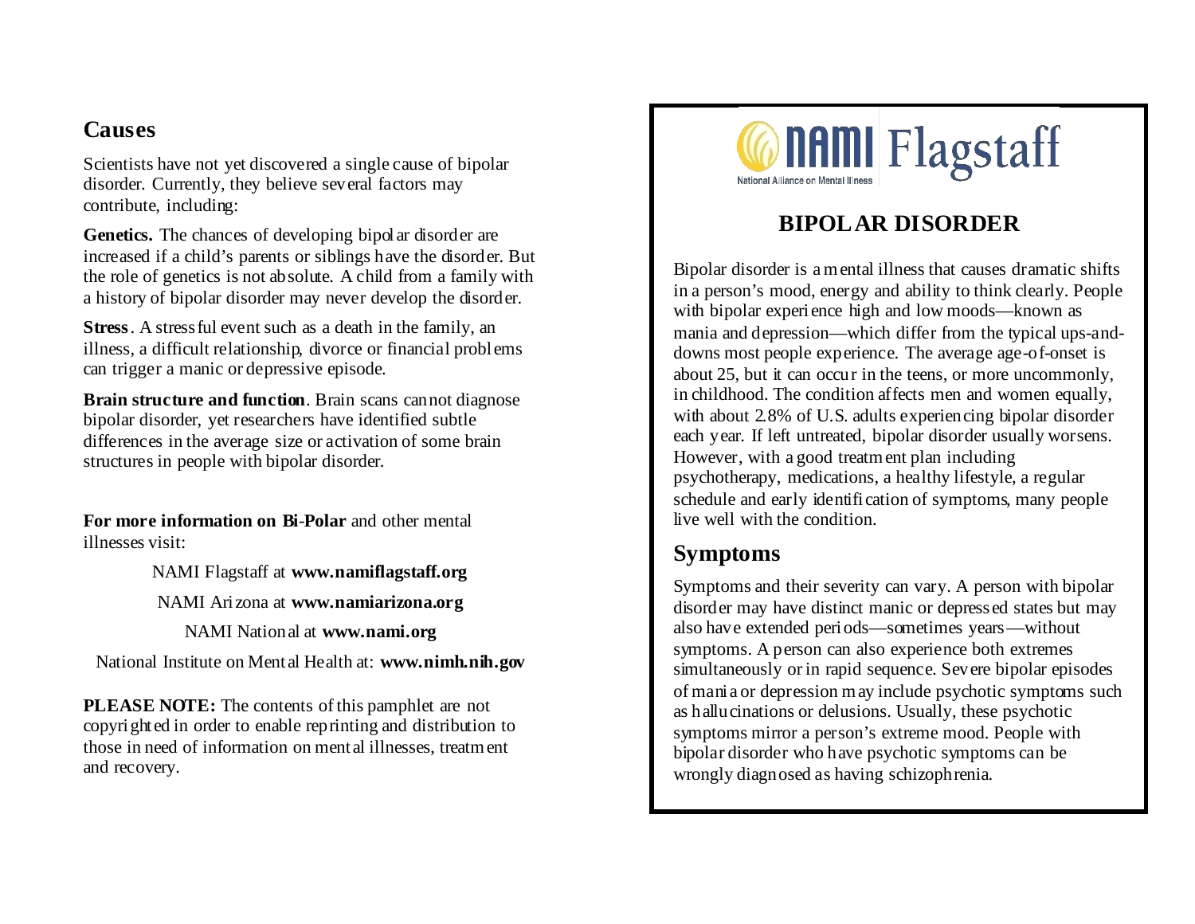## Causes

Scientists have not yet discovered a single cause of bipolar disorder. Currently, they believe several factors may contribute, including:

**Genetics.** The chances of developing bipolar disorder are increased if a child's parents or siblings have the disorder. But the role of genetics is not absolute. A child from a family with a history of bipolar disorder may never develop the disorder.

**Stress**. A stressful event such as a death in the family, an illness, a difficult relationship, divorce or financial problems can trigger a manic or depressive episode.

**Brain structure and function**. Brain scans cannot diagnose bipolar disorder, yet researchers have identified subtle differences in the average size or activation of some brain structures in people with bipolar disorder.

**For more information on Bi-Polar** and other mental illnesses visit:

NAMI Flagstaff at **www.namiflagstaff.org**

NAMI Arizona at **www.namiarizona.org**

NAMI National at **www.nami.org**

National Institute on Mental Health at: **www.nimh.nih.gov**

**PLEASE NOTE:** The contents of this pamphlet are not copyrighted in order to enable reprinting and distribution to those in need of information on mental illnesses, treatment and recovery.

NAMI Flagstaff

National Alliance on Mental Illness

# BIPOLAR DISORDER

Bipolar disorder is a mental illness that causes dramatic shifts in a person's mood, energy and ability to think clearly. People with bipolar experience high and low moods—known as mania and depression—which differ from the typical ups-and-downs most people experience. The average age-of-onset is about 25, but it can occur in the teens, or more uncommonly, in childhood. The condition affects men and women equally, with about 2.8% of U.S. adults experiencing bipolar disorder each year. If left untreated, bipolar disorder usually worsens. However, with a good treatment plan including psychotherapy, medications, a healthy lifestyle, a regular schedule and early identification of symptoms, many people live well with the condition.

## Symptoms

Symptoms and their severity can vary. A person with bipolar disorder may have distinct manic or depressed states but may also have extended periods—sometimes years—without symptoms. A person can also experience both extremes simultaneously or in rapid sequence. Severe bipolar episodes of mania or depression may include psychotic symptoms such as hallucinations or delusions. Usually, these psychotic symptoms mirror a person's extreme mood. People with bipolar disorder who have psychotic symptoms can be wrongly diagnosed as having schizophrenia.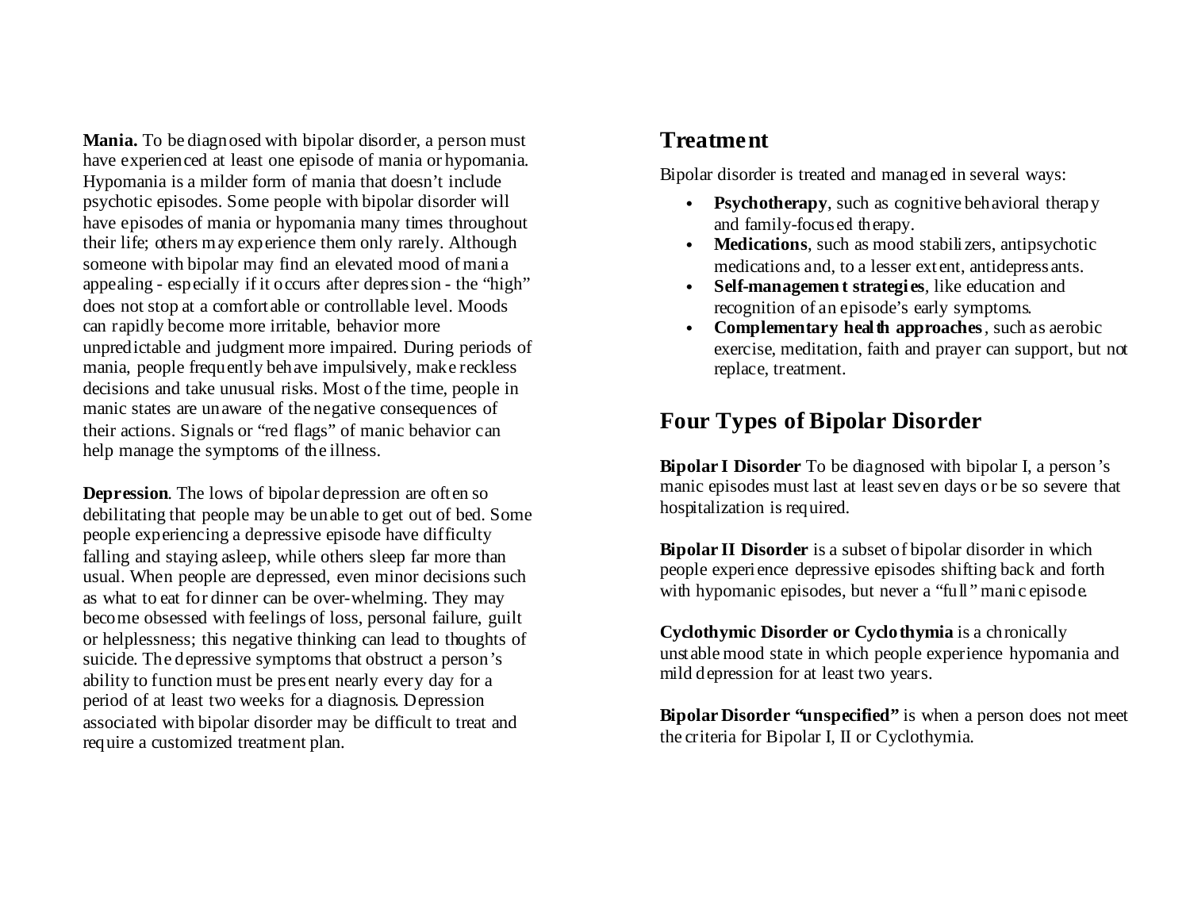**Mania.** To be diagnosed with bipolar disorder, a person must have experienced at least one episode of mania or hypomania. Hypomania is a milder form of mania that doesn't include psychotic episodes. Some people with bipolar disorder will have episodes of mania or hypomania many times throughout their life; others may experience them only rarely. Although someone with bipolar may find an elevated mood of mania appealing - especially if it occurs after depression - the "high" does not stop at a comfortable or controllable level. Moods can rapidly become more irritable, behavior more unpredictable and judgment more impaired. During periods of mania, people frequently behave impulsively, make reckless decisions and take unusual risks. Most of the time, people in manic states are unaware of the negative consequences of their actions. Signals or "red flags" of manic behavior can help manage the symptoms of the illness.

**Depression**. The lows of bipolar depression are often so debilitating that people may be unable to get out of bed. Some people experiencing a depressive episode have difficulty falling and staying asleep, while others sleep far more than usual. When people are depressed, even minor decisions such as what to eat for dinner can be over-whelming. They may become obsessed with feelings of loss, personal failure, guilt or helplessness; this negative thinking can lead to thoughts of suicide. The depressive symptoms that obstruct a person's ability to function must be present nearly every day for a period of at least two weeks for a diagnosis. Depression associated with bipolar disorder may be difficult to treat and require a customized treatment plan.

## Treatment

Bipolar disorder is treated and managed in several ways:

- **Psychotherapy**, such as cognitive behavioral therapy and family-focused therapy.
- **Medications**, such as mood stabilizers, antipsychotic medications and, to a lesser extent, antidepressants.
- **Self-management strategies**, like education and recognition of an episode's early symptoms.
- **Complementary health approaches**, such as aerobic exercise, meditation, faith and prayer can support, but not replace, treatment.

## Four Types of Bipolar Disorder

**Bipolar I Disorder** To be diagnosed with bipolar I, a person's manic episodes must last at least seven days or be so severe that hospitalization is required.

**Bipolar II Disorder** is a subset of bipolar disorder in which people experience depressive episodes shifting back and forth with hypomanic episodes, but never a "full" manic episode.

**Cyclothymic Disorder or Cyclothymia** is a chronically unstable mood state in which people experience hypomania and mild depression for at least two years.

**Bipolar Disorder "unspecified"** is when a person does not meet the criteria for Bipolar I, II or Cyclothymia.